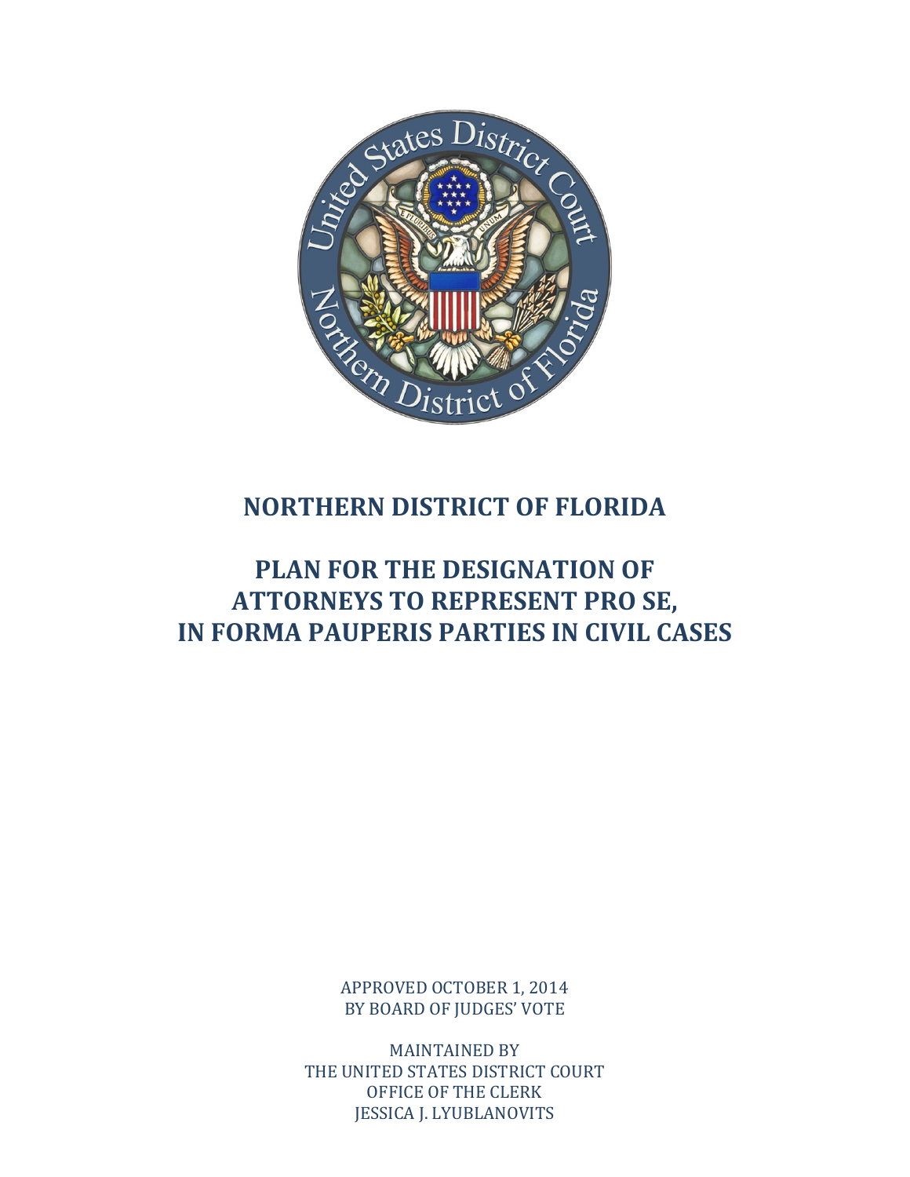# NORTHERN DISTRICT OF FLORIDA

# PLAN FOR THE DESIGNATION OF ATTORNEYS TO REPRESENT PRO SE, IN FORMA PAUPERIS PARTIES IN CIVIL CASES

APPROVED OCTOBER 1, 2014
BY BOARD OF JUDGES' VOTE

MAINTAINED BY
THE UNITED STATES DISTRICT COURT
OFFICE OF THE CLERK
JESSICA J. LYUBLANOVITS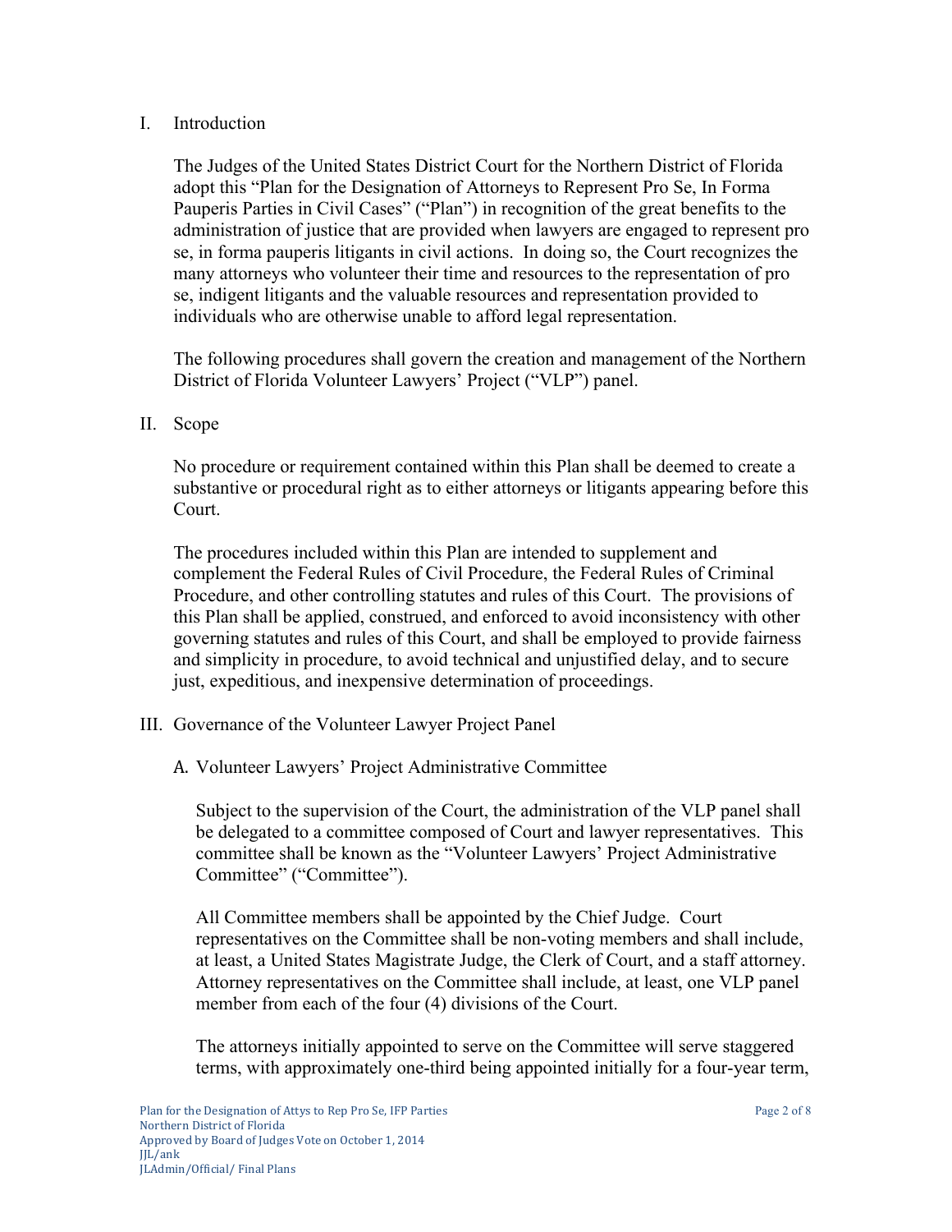## I. Introduction

The Judges of the United States District Court for the Northern District of Florida adopt this "Plan for the Designation of Attorneys to Represent Pro Se, In Forma Pauperis Parties in Civil Cases" ("Plan") in recognition of the great benefits to the administration of justice that are provided when lawyers are engaged to represent pro se, in forma pauperis litigants in civil actions. In doing so, the Court recognizes the many attorneys who volunteer their time and resources to the representation of pro se, indigent litigants and the valuable resources and representation provided to individuals who are otherwise unable to afford legal representation.

The following procedures shall govern the creation and management of the Northern District of Florida Volunteer Lawyers' Project ("VLP") panel.

## II. Scope

No procedure or requirement contained within this Plan shall be deemed to create a substantive or procedural right as to either attorneys or litigants appearing before this Court.

The procedures included within this Plan are intended to supplement and complement the Federal Rules of Civil Procedure, the Federal Rules of Criminal Procedure, and other controlling statutes and rules of this Court. The provisions of this Plan shall be applied, construed, and enforced to avoid inconsistency with other governing statutes and rules of this Court, and shall be employed to provide fairness and simplicity in procedure, to avoid technical and unjustified delay, and to secure just, expeditious, and inexpensive determination of proceedings.

## III. Governance of the Volunteer Lawyer Project Panel

### A. Volunteer Lawyers' Project Administrative Committee

Subject to the supervision of the Court, the administration of the VLP panel shall be delegated to a committee composed of Court and lawyer representatives. This committee shall be known as the "Volunteer Lawyers' Project Administrative Committee" ("Committee").

All Committee members shall be appointed by the Chief Judge. Court representatives on the Committee shall be non-voting members and shall include, at least, a United States Magistrate Judge, the Clerk of Court, and a staff attorney. Attorney representatives on the Committee shall include, at least, one VLP panel member from each of the four (4) divisions of the Court.

The attorneys initially appointed to serve on the Committee will serve staggered terms, with approximately one-third being appointed initially for a four-year term,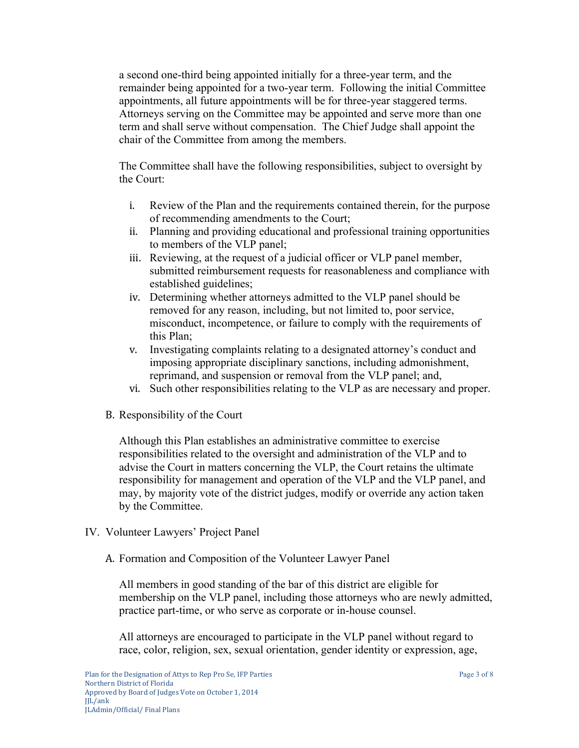a second one-third being appointed initially for a three-year term, and the remainder being appointed for a two-year term. Following the initial Committee appointments, all future appointments will be for three-year staggered terms. Attorneys serving on the Committee may be appointed and serve more than one term and shall serve without compensation. The Chief Judge shall appoint the chair of the Committee from among the members.

The Committee shall have the following responsibilities, subject to oversight by the Court:

i. Review of the Plan and the requirements contained therein, for the purpose of recommending amendments to the Court;
ii. Planning and providing educational and professional training opportunities to members of the VLP panel;
iii. Reviewing, at the request of a judicial officer or VLP panel member, submitted reimbursement requests for reasonableness and compliance with established guidelines;
iv. Determining whether attorneys admitted to the VLP panel should be removed for any reason, including, but not limited to, poor service, misconduct, incompetence, or failure to comply with the requirements of this Plan;
v. Investigating complaints relating to a designated attorney's conduct and imposing appropriate disciplinary sanctions, including admonishment, reprimand, and suspension or removal from the VLP panel; and,
vi. Such other responsibilities relating to the VLP as are necessary and proper.

B. Responsibility of the Court

Although this Plan establishes an administrative committee to exercise responsibilities related to the oversight and administration of the VLP and to advise the Court in matters concerning the VLP, the Court retains the ultimate responsibility for management and operation of the VLP and the VLP panel, and may, by majority vote of the district judges, modify or override any action taken by the Committee.

## IV. Volunteer Lawyers' Project Panel

A. Formation and Composition of the Volunteer Lawyer Panel

All members in good standing of the bar of this district are eligible for membership on the VLP panel, including those attorneys who are newly admitted, practice part-time, or who serve as corporate or in-house counsel.

All attorneys are encouraged to participate in the VLP panel without regard to race, color, religion, sex, sexual orientation, gender identity or expression, age,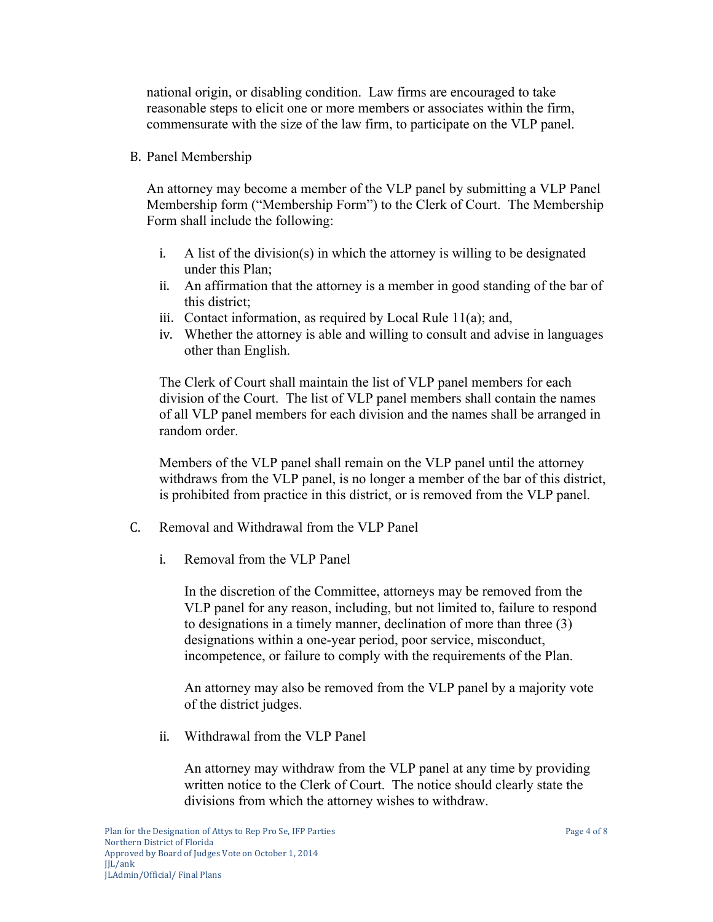national origin, or disabling condition. Law firms are encouraged to take reasonable steps to elicit one or more members or associates within the firm, commensurate with the size of the law firm, to participate on the VLP panel.

B. Panel Membership

An attorney may become a member of the VLP panel by submitting a VLP Panel Membership form ("Membership Form") to the Clerk of Court. The Membership Form shall include the following:

i. A list of the division(s) in which the attorney is willing to be designated under this Plan;
ii. An affirmation that the attorney is a member in good standing of the bar of this district;
iii. Contact information, as required by Local Rule 11(a); and,
iv. Whether the attorney is able and willing to consult and advise in languages other than English.

The Clerk of Court shall maintain the list of VLP panel members for each division of the Court. The list of VLP panel members shall contain the names of all VLP panel members for each division and the names shall be arranged in random order.

Members of the VLP panel shall remain on the VLP panel until the attorney withdraws from the VLP panel, is no longer a member of the bar of this district, is prohibited from practice in this district, or is removed from the VLP panel.

C. Removal and Withdrawal from the VLP Panel

i. Removal from the VLP Panel

In the discretion of the Committee, attorneys may be removed from the VLP panel for any reason, including, but not limited to, failure to respond to designations in a timely manner, declination of more than three (3) designations within a one-year period, poor service, misconduct, incompetence, or failure to comply with the requirements of the Plan.

An attorney may also be removed from the VLP panel by a majority vote of the district judges.

ii. Withdrawal from the VLP Panel

An attorney may withdraw from the VLP panel at any time by providing written notice to the Clerk of Court. The notice should clearly state the divisions from which the attorney wishes to withdraw.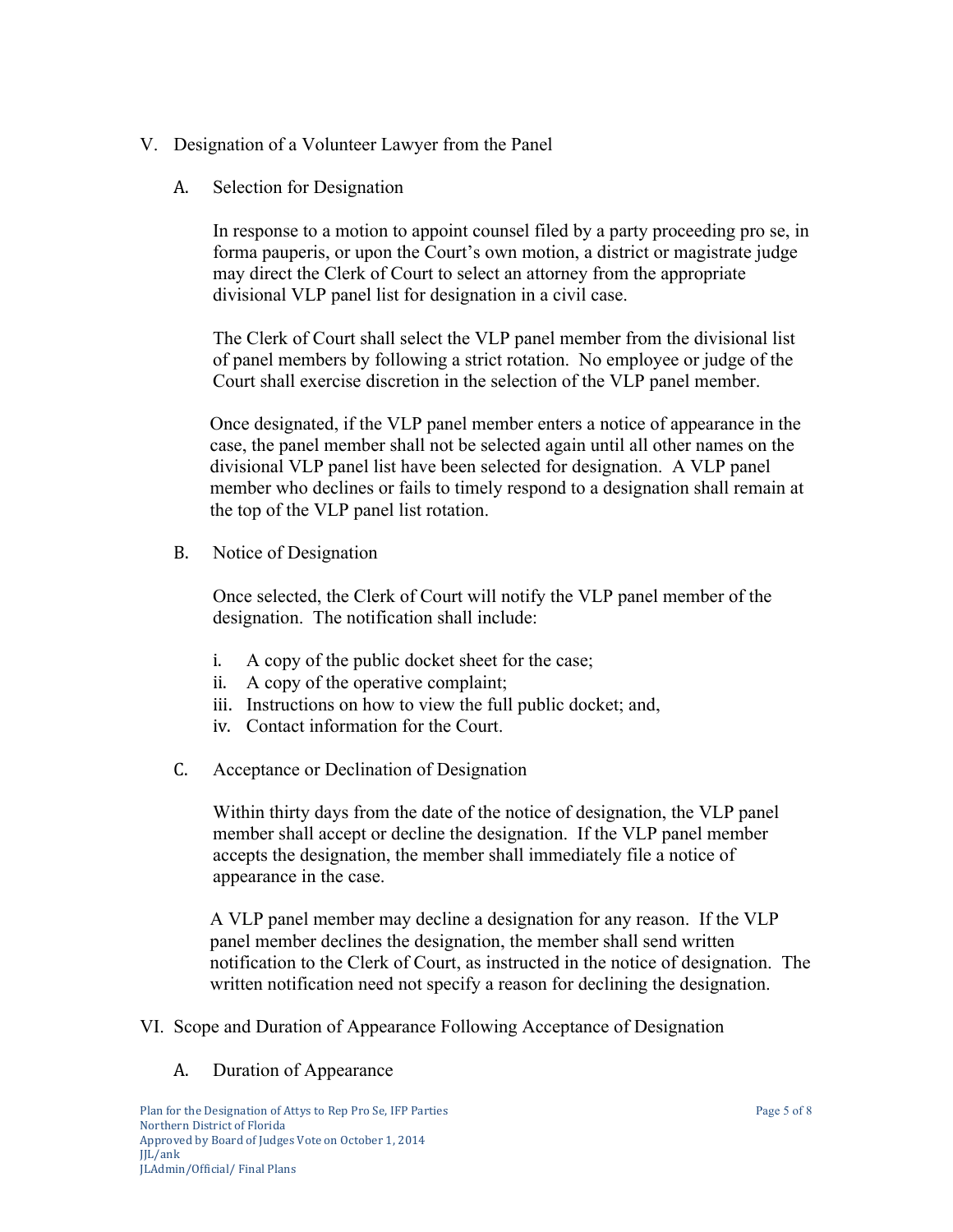## V. Designation of a Volunteer Lawyer from the Panel

### A. Selection for Designation

In response to a motion to appoint counsel filed by a party proceeding pro se, in forma pauperis, or upon the Court's own motion, a district or magistrate judge may direct the Clerk of Court to select an attorney from the appropriate divisional VLP panel list for designation in a civil case.

The Clerk of Court shall select the VLP panel member from the divisional list of panel members by following a strict rotation. No employee or judge of the Court shall exercise discretion in the selection of the VLP panel member.

Once designated, if the VLP panel member enters a notice of appearance in the case, the panel member shall not be selected again until all other names on the divisional VLP panel list have been selected for designation. A VLP panel member who declines or fails to timely respond to a designation shall remain at the top of the VLP panel list rotation.

### B. Notice of Designation

Once selected, the Clerk of Court will notify the VLP panel member of the designation. The notification shall include:

i. A copy of the public docket sheet for the case;
ii. A copy of the operative complaint;
iii. Instructions on how to view the full public docket; and,
iv. Contact information for the Court.

### C. Acceptance or Declination of Designation

Within thirty days from the date of the notice of designation, the VLP panel member shall accept or decline the designation. If the VLP panel member accepts the designation, the member shall immediately file a notice of appearance in the case.

A VLP panel member may decline a designation for any reason. If the VLP panel member declines the designation, the member shall send written notification to the Clerk of Court, as instructed in the notice of designation. The written notification need not specify a reason for declining the designation.

## VI. Scope and Duration of Appearance Following Acceptance of Designation

### A. Duration of Appearance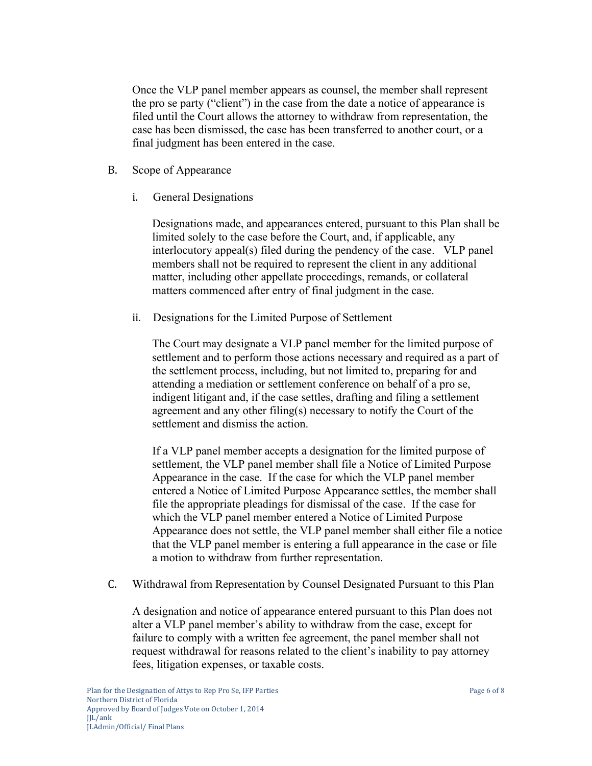Once the VLP panel member appears as counsel, the member shall represent the pro se party ("client") in the case from the date a notice of appearance is filed until the Court allows the attorney to withdraw from representation, the case has been dismissed, the case has been transferred to another court, or a final judgment has been entered in the case.

B. Scope of Appearance

i. General Designations

Designations made, and appearances entered, pursuant to this Plan shall be limited solely to the case before the Court, and, if applicable, any interlocutory appeal(s) filed during the pendency of the case. VLP panel members shall not be required to represent the client in any additional matter, including other appellate proceedings, remands, or collateral matters commenced after entry of final judgment in the case.

ii. Designations for the Limited Purpose of Settlement

The Court may designate a VLP panel member for the limited purpose of settlement and to perform those actions necessary and required as a part of the settlement process, including, but not limited to, preparing for and attending a mediation or settlement conference on behalf of a pro se, indigent litigant and, if the case settles, drafting and filing a settlement agreement and any other filing(s) necessary to notify the Court of the settlement and dismiss the action.

If a VLP panel member accepts a designation for the limited purpose of settlement, the VLP panel member shall file a Notice of Limited Purpose Appearance in the case. If the case for which the VLP panel member entered a Notice of Limited Purpose Appearance settles, the member shall file the appropriate pleadings for dismissal of the case. If the case for which the VLP panel member entered a Notice of Limited Purpose Appearance does not settle, the VLP panel member shall either file a notice that the VLP panel member is entering a full appearance in the case or file a motion to withdraw from further representation.

C. Withdrawal from Representation by Counsel Designated Pursuant to this Plan

A designation and notice of appearance entered pursuant to this Plan does not alter a VLP panel member's ability to withdraw from the case, except for failure to comply with a written fee agreement, the panel member shall not request withdrawal for reasons related to the client's inability to pay attorney fees, litigation expenses, or taxable costs.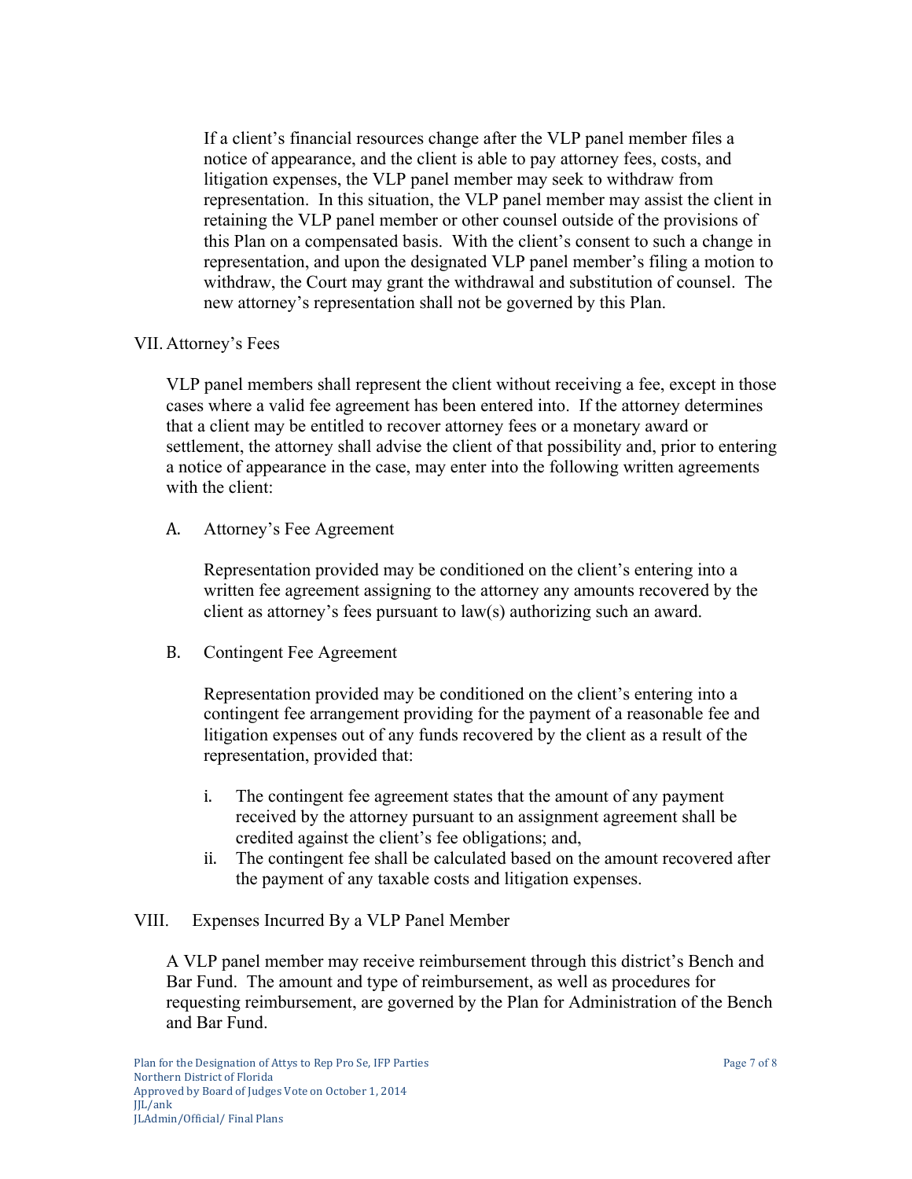If a client's financial resources change after the VLP panel member files a notice of appearance, and the client is able to pay attorney fees, costs, and litigation expenses, the VLP panel member may seek to withdraw from representation. In this situation, the VLP panel member may assist the client in retaining the VLP panel member or other counsel outside of the provisions of this Plan on a compensated basis. With the client's consent to such a change in representation, and upon the designated VLP panel member's filing a motion to withdraw, the Court may grant the withdrawal and substitution of counsel. The new attorney's representation shall not be governed by this Plan.

## VII. Attorney's Fees

VLP panel members shall represent the client without receiving a fee, except in those cases where a valid fee agreement has been entered into. If the attorney determines that a client may be entitled to recover attorney fees or a monetary award or settlement, the attorney shall advise the client of that possibility and, prior to entering a notice of appearance in the case, may enter into the following written agreements with the client:

### A. Attorney's Fee Agreement

Representation provided may be conditioned on the client's entering into a written fee agreement assigning to the attorney any amounts recovered by the client as attorney's fees pursuant to law(s) authorizing such an award.

### B. Contingent Fee Agreement

Representation provided may be conditioned on the client's entering into a contingent fee arrangement providing for the payment of a reasonable fee and litigation expenses out of any funds recovered by the client as a result of the representation, provided that:

i. The contingent fee agreement states that the amount of any payment received by the attorney pursuant to an assignment agreement shall be credited against the client's fee obligations; and,

ii. The contingent fee shall be calculated based on the amount recovered after the payment of any taxable costs and litigation expenses.

## VIII. Expenses Incurred By a VLP Panel Member

A VLP panel member may receive reimbursement through this district's Bench and Bar Fund. The amount and type of reimbursement, as well as procedures for requesting reimbursement, are governed by the Plan for Administration of the Bench and Bar Fund.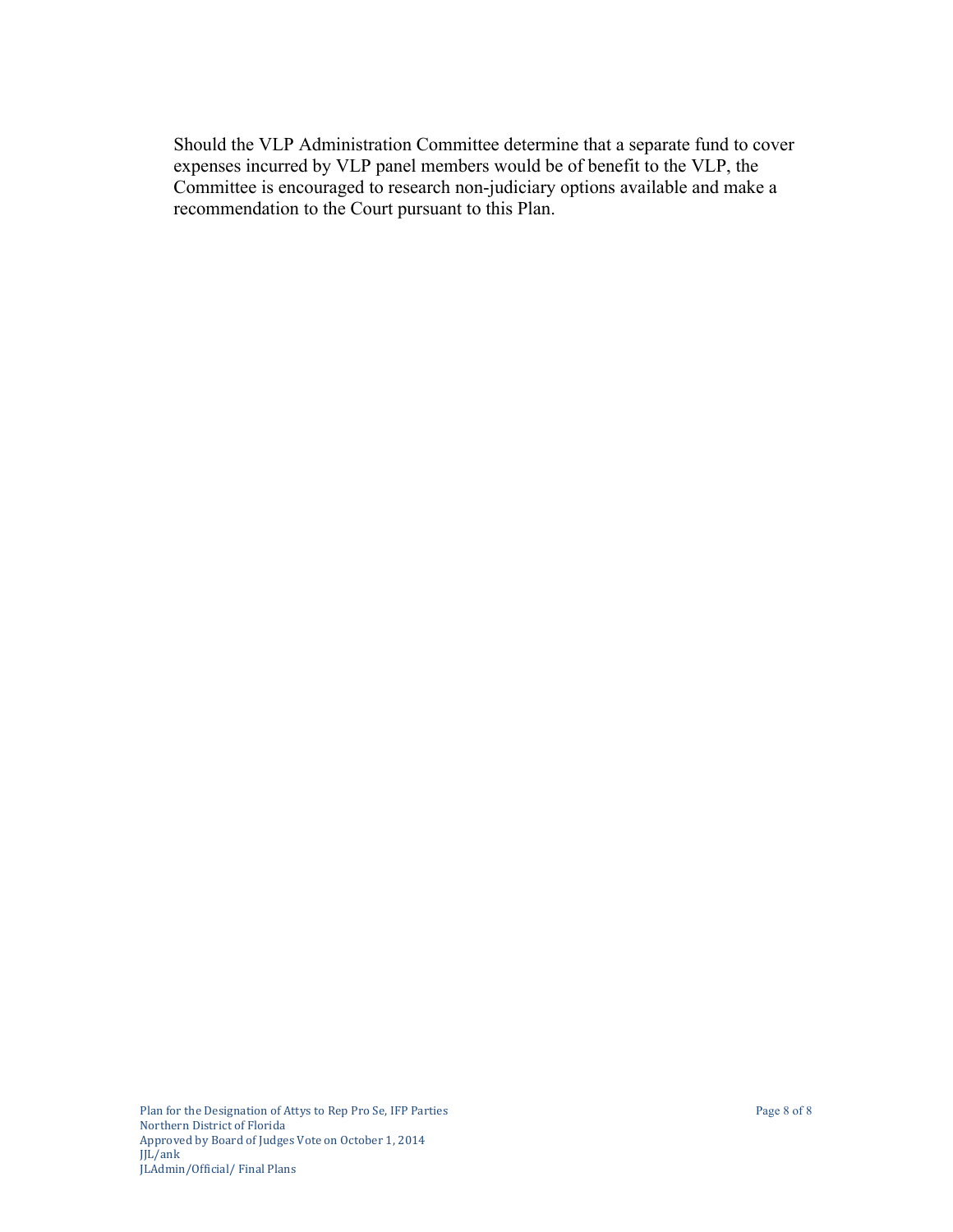Should the VLP Administration Committee determine that a separate fund to cover expenses incurred by VLP panel members would be of benefit to the VLP, the Committee is encouraged to research non-judiciary options available and make a recommendation to the Court pursuant to this Plan.